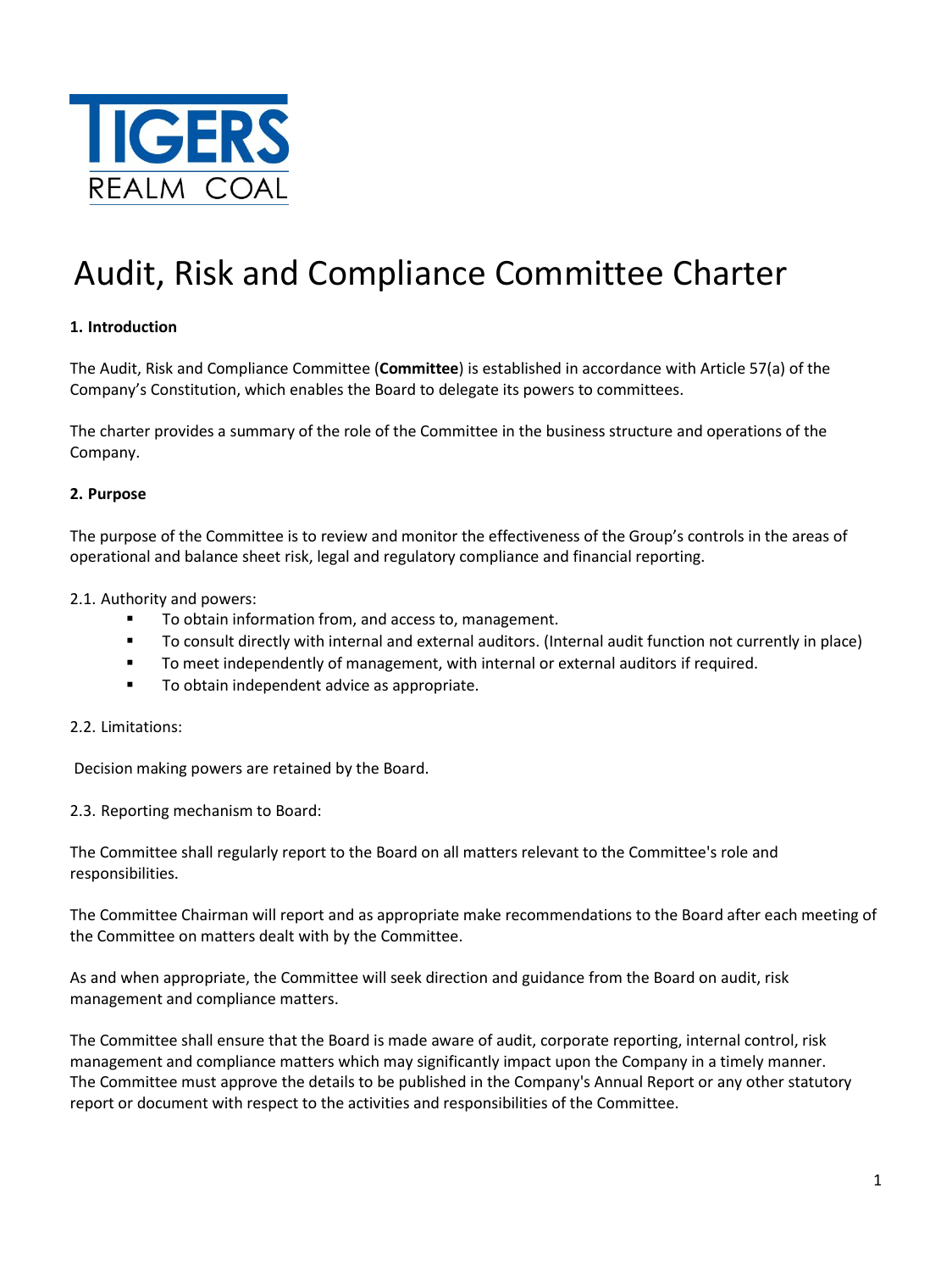# Audit, Risk and Compliance Committee Charter

**1. Introduction**

The Audit, Risk and Compliance Committee (**Committee**) is established in accordance with Article 57(a) of the Company's Constitution, which enables the Board to delegate its powers to committees.

The charter provides a summary of the role of the Committee in the business structure and operations of the Company.

**2. Purpose**

The purpose of the Committee is to review and monitor the effectiveness of the Group's controls in the areas of operational and balance sheet risk, legal and regulatory compliance and financial reporting.

2.1. Authority and powers:

- To obtain information from, and access to, management.
- To consult directly with internal and external auditors. (Internal audit function not currently in place)
- To meet independently of management, with internal or external auditors if required.
- To obtain independent advice as appropriate.

2.2. Limitations:

Decision making powers are retained by the Board.

2.3. Reporting mechanism to Board:

The Committee shall regularly report to the Board on all matters relevant to the Committee's role and responsibilities.

The Committee Chairman will report and as appropriate make recommendations to the Board after each meeting of the Committee on matters dealt with by the Committee.

As and when appropriate, the Committee will seek direction and guidance from the Board on audit, risk management and compliance matters.

The Committee shall ensure that the Board is made aware of audit, corporate reporting, internal control, risk management and compliance matters which may significantly impact upon the Company in a timely manner. The Committee must approve the details to be published in the Company's Annual Report or any other statutory report or document with respect to the activities and responsibilities of the Committee.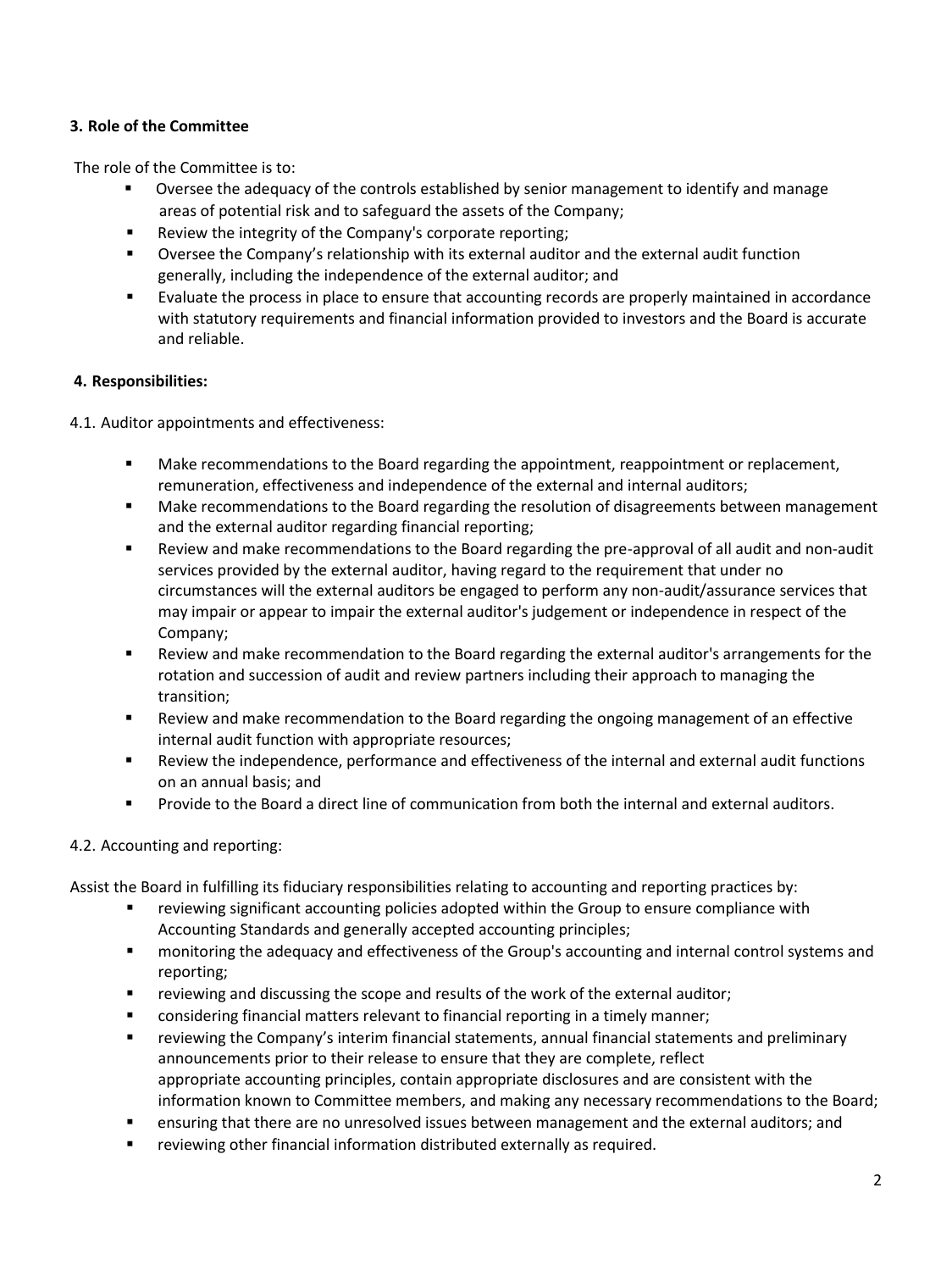## 3. Role of the Committee

The role of the Committee is to:

- Oversee the adequacy of the controls established by senior management to identify and manage areas of potential risk and to safeguard the assets of the Company;
- Review the integrity of the Company's corporate reporting;
- Oversee the Company's relationship with its external auditor and the external audit function generally, including the independence of the external auditor; and
- Evaluate the process in place to ensure that accounting records are properly maintained in accordance with statutory requirements and financial information provided to investors and the Board is accurate and reliable.

## 4. Responsibilities:

4.1. Auditor appointments and effectiveness:

- Make recommendations to the Board regarding the appointment, reappointment or replacement, remuneration, effectiveness and independence of the external and internal auditors;
- Make recommendations to the Board regarding the resolution of disagreements between management and the external auditor regarding financial reporting;
- Review and make recommendations to the Board regarding the pre-approval of all audit and non-audit services provided by the external auditor, having regard to the requirement that under no circumstances will the external auditors be engaged to perform any non-audit/assurance services that may impair or appear to impair the external auditor's judgement or independence in respect of the Company;
- Review and make recommendation to the Board regarding the external auditor's arrangements for the rotation and succession of audit and review partners including their approach to managing the transition;
- Review and make recommendation to the Board regarding the ongoing management of an effective internal audit function with appropriate resources;
- Review the independence, performance and effectiveness of the internal and external audit functions on an annual basis; and
- Provide to the Board a direct line of communication from both the internal and external auditors.

4.2. Accounting and reporting:

Assist the Board in fulfilling its fiduciary responsibilities relating to accounting and reporting practices by:

- reviewing significant accounting policies adopted within the Group to ensure compliance with Accounting Standards and generally accepted accounting principles;
- monitoring the adequacy and effectiveness of the Group's accounting and internal control systems and reporting;
- reviewing and discussing the scope and results of the work of the external auditor;
- considering financial matters relevant to financial reporting in a timely manner;
- reviewing the Company's interim financial statements, annual financial statements and preliminary announcements prior to their release to ensure that they are complete, reflect appropriate accounting principles, contain appropriate disclosures and are consistent with the information known to Committee members, and making any necessary recommendations to the Board;
- ensuring that there are no unresolved issues between management and the external auditors; and
- reviewing other financial information distributed externally as required.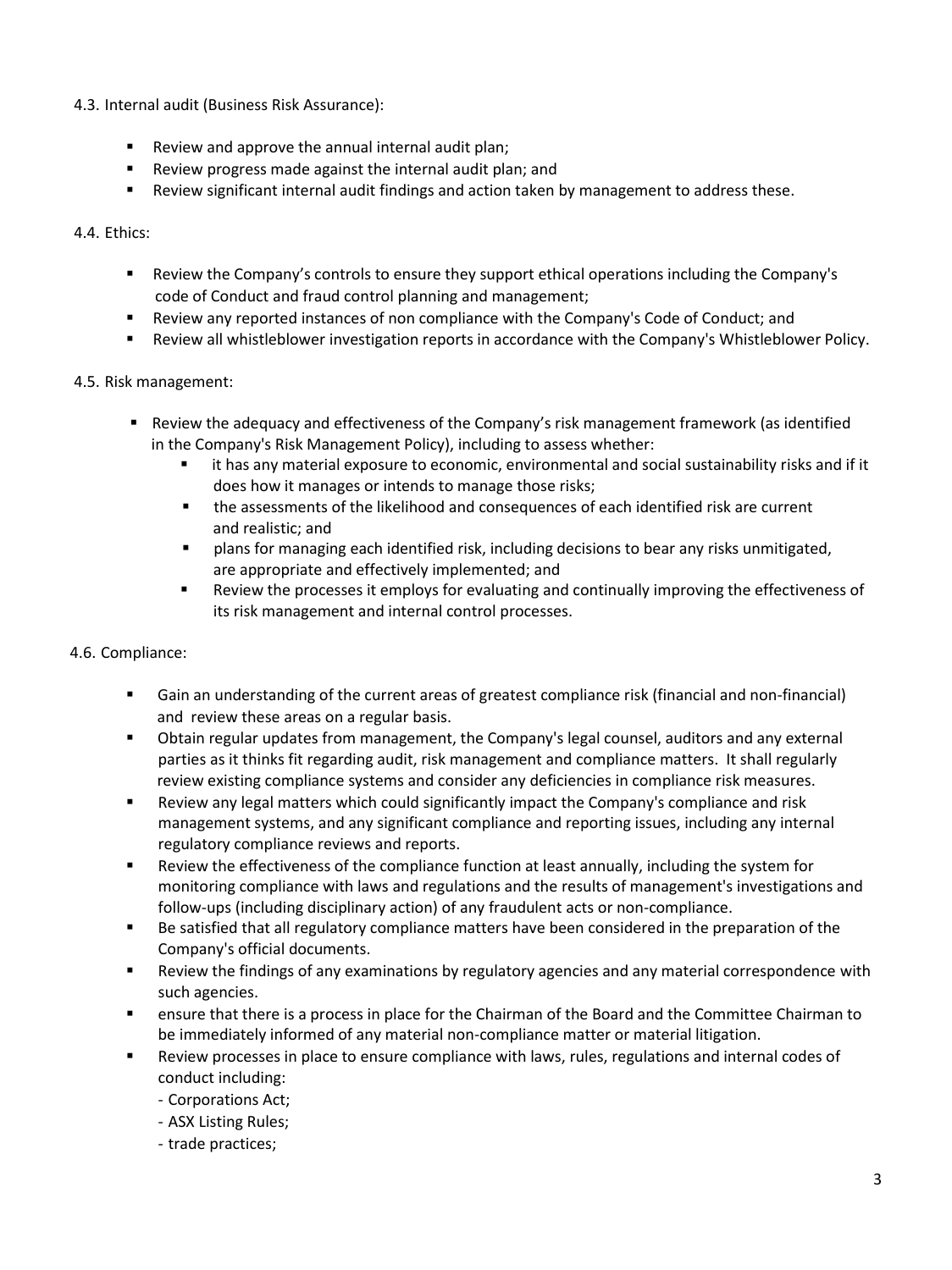4.3. Internal audit (Business Risk Assurance):

- Review and approve the annual internal audit plan;
- Review progress made against the internal audit plan; and
- Review significant internal audit findings and action taken by management to address these.

4.4. Ethics:

- Review the Company's controls to ensure they support ethical operations including the Company's code of Conduct and fraud control planning and management;
- Review any reported instances of non compliance with the Company's Code of Conduct; and
- Review all whistleblower investigation reports in accordance with the Company's Whistleblower Policy.

4.5. Risk management:

- Review the adequacy and effectiveness of the Company's risk management framework (as identified in the Company's Risk Management Policy), including to assess whether:
  - it has any material exposure to economic, environmental and social sustainability risks and if it does how it manages or intends to manage those risks;
  - the assessments of the likelihood and consequences of each identified risk are current and realistic; and
  - plans for managing each identified risk, including decisions to bear any risks unmitigated, are appropriate and effectively implemented; and
  - Review the processes it employs for evaluating and continually improving the effectiveness of its risk management and internal control processes.

4.6. Compliance:

- Gain an understanding of the current areas of greatest compliance risk (financial and non-financial) and review these areas on a regular basis.
- Obtain regular updates from management, the Company's legal counsel, auditors and any external parties as it thinks fit regarding audit, risk management and compliance matters. It shall regularly review existing compliance systems and consider any deficiencies in compliance risk measures.
- Review any legal matters which could significantly impact the Company's compliance and risk management systems, and any significant compliance and reporting issues, including any internal regulatory compliance reviews and reports.
- Review the effectiveness of the compliance function at least annually, including the system for monitoring compliance with laws and regulations and the results of management's investigations and follow-ups (including disciplinary action) of any fraudulent acts or non-compliance.
- Be satisfied that all regulatory compliance matters have been considered in the preparation of the Company's official documents.
- Review the findings of any examinations by regulatory agencies and any material correspondence with such agencies.
- ensure that there is a process in place for the Chairman of the Board and the Committee Chairman to be immediately informed of any material non-compliance matter or material litigation.
- Review processes in place to ensure compliance with laws, rules, regulations and internal codes of conduct including:
  - Corporations Act;
  - ASX Listing Rules;
  - trade practices;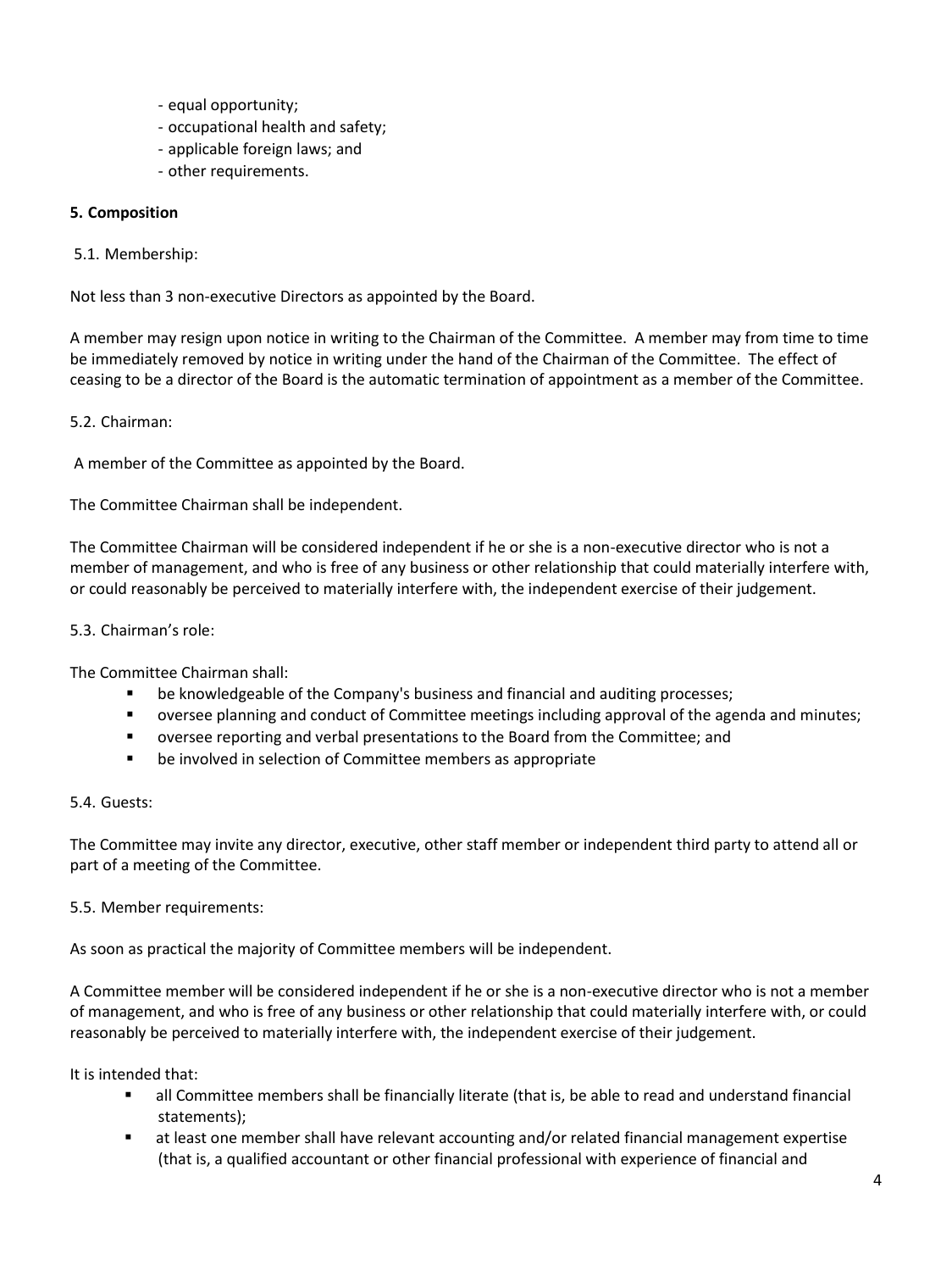- equal opportunity;
- occupational health and safety;
- applicable foreign laws; and
- other requirements.

**5. Composition**

5.1. Membership:

Not less than 3 non-executive Directors as appointed by the Board.

A member may resign upon notice in writing to the Chairman of the Committee. A member may from time to time be immediately removed by notice in writing under the hand of the Chairman of the Committee. The effect of ceasing to be a director of the Board is the automatic termination of appointment as a member of the Committee.

5.2. Chairman:

A member of the Committee as appointed by the Board.

The Committee Chairman shall be independent.

The Committee Chairman will be considered independent if he or she is a non-executive director who is not a member of management, and who is free of any business or other relationship that could materially interfere with, or could reasonably be perceived to materially interfere with, the independent exercise of their judgement.

5.3. Chairman's role:

The Committee Chairman shall:

- be knowledgeable of the Company's business and financial and auditing processes;
- oversee planning and conduct of Committee meetings including approval of the agenda and minutes;
- oversee reporting and verbal presentations to the Board from the Committee; and
- be involved in selection of Committee members as appropriate

5.4. Guests:

The Committee may invite any director, executive, other staff member or independent third party to attend all or part of a meeting of the Committee.

5.5. Member requirements:

As soon as practical the majority of Committee members will be independent.

A Committee member will be considered independent if he or she is a non-executive director who is not a member of management, and who is free of any business or other relationship that could materially interfere with, or could reasonably be perceived to materially interfere with, the independent exercise of their judgement.

It is intended that:

- all Committee members shall be financially literate (that is, be able to read and understand financial statements);
- at least one member shall have relevant accounting and/or related financial management expertise (that is, a qualified accountant or other financial professional with experience of financial and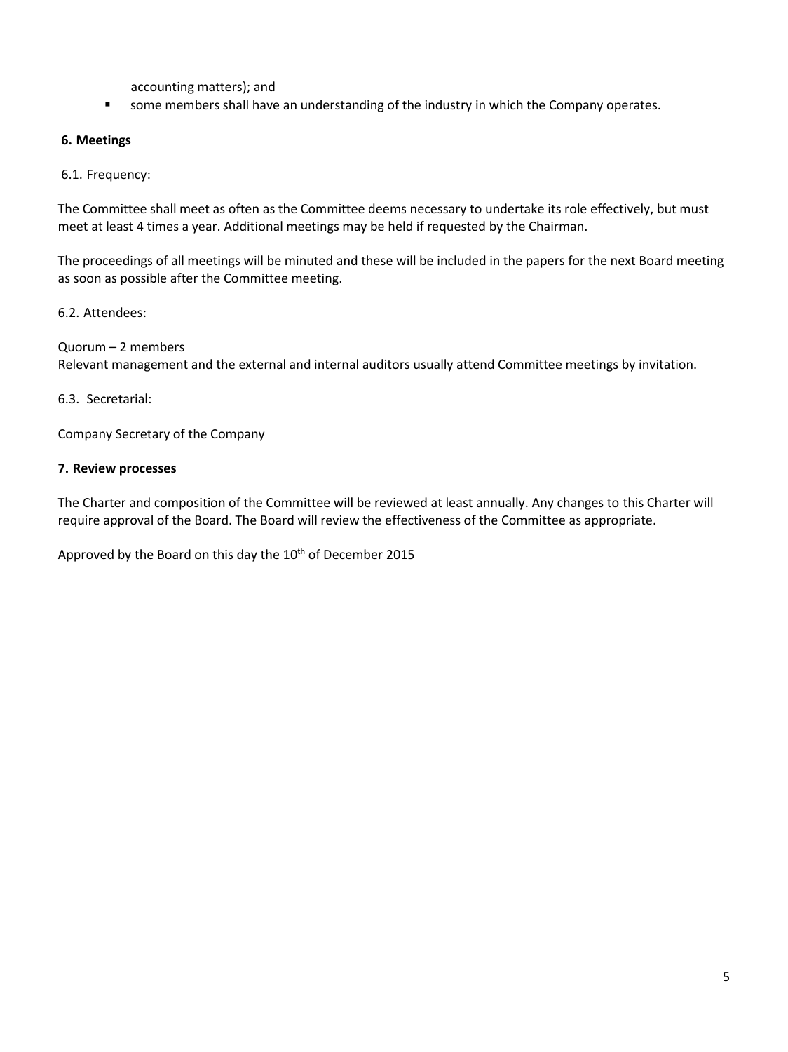accounting matters); and

- some members shall have an understanding of the industry in which the Company operates.

**6. Meetings**

6.1. Frequency:

The Committee shall meet as often as the Committee deems necessary to undertake its role effectively, but must meet at least 4 times a year. Additional meetings may be held if requested by the Chairman.

The proceedings of all meetings will be minuted and these will be included in the papers for the next Board meeting as soon as possible after the Committee meeting.

6.2. Attendees:

Quorum – 2 members
Relevant management and the external and internal auditors usually attend Committee meetings by invitation.

6.3. Secretarial:

Company Secretary of the Company

**7. Review processes**

The Charter and composition of the Committee will be reviewed at least annually. Any changes to this Charter will require approval of the Board. The Board will review the effectiveness of the Committee as appropriate.

Approved by the Board on this day the 10th of December 2015